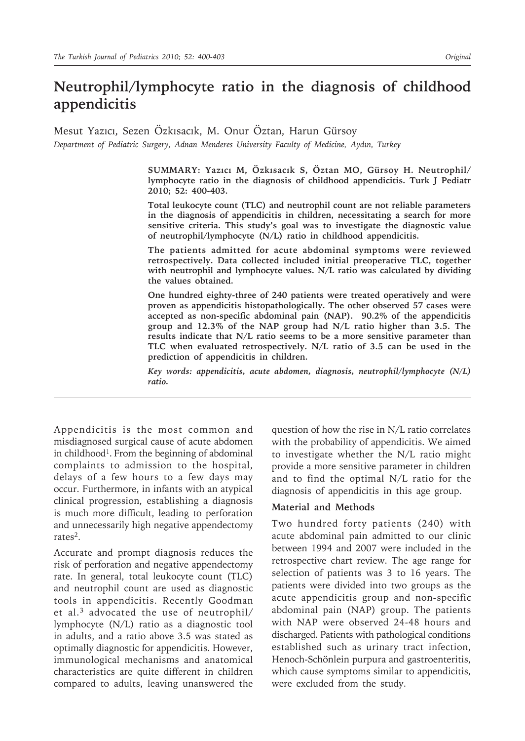# Neutrophil/lymphocyte ratio in the diagnosis of childhood appendicitis

Mesut Yazıcı, Sezen Özkısacık, M. Onur Öztan, Harun Gürsoy

*Department of Pediatric Surgery, Adnan Menderes University Faculty of Medicine, Aydın, Turkey*

**SUMMARY: Yazıcı M, Özkısacık S, Öztan MO, Gürsoy H. Neutrophil/lymphocyte ratio in the diagnosis of childhood appendicitis. Turk J Pediatr 2010; 52: 400-403.**

**Total leukocyte count (TLC) and neutrophil count are not reliable parameters in the diagnosis of appendicitis in children, necessitating a search for more sensitive criteria. This study's goal was to investigate the diagnostic value of neutrophil/lymphocyte (N/L) ratio in childhood appendicitis.**

**The patients admitted for acute abdominal symptoms were reviewed retrospectively. Data collected included initial preoperative TLC, together with neutrophil and lymphocyte values. N/L ratio was calculated by dividing the values obtained.**

**One hundred eighty-three of 240 patients were treated operatively and were proven as appendicitis histopathologically. The other observed 57 cases were accepted as non-specific abdominal pain (NAP). 90.2% of the appendicitis group and 12.3% of the NAP group had N/L ratio higher than 3.5. The results indicate that N/L ratio seems to be a more sensitive parameter than TLC when evaluated retrospectively. N/L ratio of 3.5 can be used in the prediction of appendicitis in children.**

***Key words: appendicitis, acute abdomen, diagnosis, neutrophil/lymphocyte (N/L) ratio.***

Appendicitis is the most common and misdiagnosed surgical cause of acute abdomen in childhood[1]. From the beginning of abdominal complaints to admission to the hospital, delays of a few hours to a few days may occur. Furthermore, in infants with an atypical clinical progression, establishing a diagnosis is much more difficult, leading to perforation and unnecessarily high negative appendectomy rates[2].

Accurate and prompt diagnosis reduces the risk of perforation and negative appendectomy rate. In general, total leukocyte count (TLC) and neutrophil count are used as diagnostic tools in appendicitis. Recently Goodman et al.[3] advocated the use of neutrophil/lymphocyte (N/L) ratio as a diagnostic tool in adults, and a ratio above 3.5 was stated as optimally diagnostic for appendicitis. However, immunological mechanisms and anatomical characteristics are quite different in children compared to adults, leaving unanswered the question of how the rise in N/L ratio correlates with the probability of appendicitis. We aimed to investigate whether the N/L ratio might provide a more sensitive parameter in children and to find the optimal N/L ratio for the diagnosis of appendicitis in this age group.

## Material and Methods

Two hundred forty patients (240) with acute abdominal pain admitted to our clinic between 1994 and 2007 were included in the retrospective chart review. The age range for selection of patients was 3 to 16 years. The patients were divided into two groups as the acute appendicitis group and non-specific abdominal pain (NAP) group. The patients with NAP were observed 24-48 hours and discharged. Patients with pathological conditions established such as urinary tract infection, Henoch-Schönlein purpura and gastroenteritis, which cause symptoms similar to appendicitis, were excluded from the study.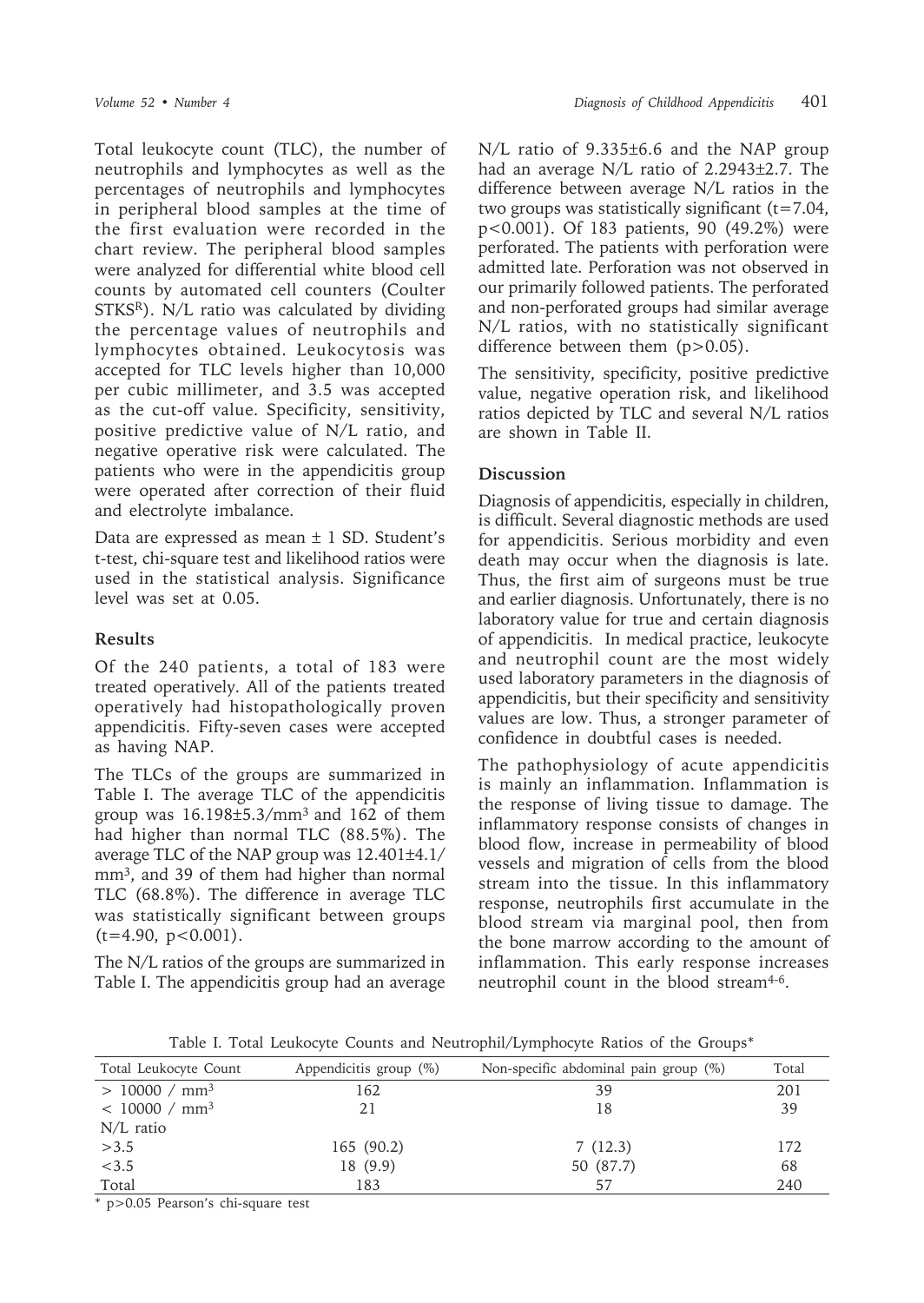Total leukocyte count (TLC), the number of neutrophils and lymphocytes as well as the percentages of neutrophils and lymphocytes in peripheral blood samples at the time of the first evaluation were recorded in the chart review. The peripheral blood samples were analyzed for differential white blood cell counts by automated cell counters (Coulter STKS$^{R}$). N/L ratio was calculated by dividing the percentage values of neutrophils and lymphocytes obtained. Leukocytosis was accepted for TLC levels higher than 10,000 per cubic millimeter, and 3.5 was accepted as the cut-off value. Specificity, sensitivity, positive predictive value of N/L ratio, and negative operative risk were calculated. The patients who were in the appendicitis group were operated after correction of their fluid and electrolyte imbalance.

Data are expressed as mean ± 1 SD. Student's t-test, chi-square test and likelihood ratios were used in the statistical analysis. Significance level was set at 0.05.

## Results

Of the 240 patients, a total of 183 were treated operatively. All of the patients treated operatively had histopathologically proven appendicitis. Fifty-seven cases were accepted as having NAP.

The TLCs of the groups are summarized in Table I. The average TLC of the appendicitis group was 16.198±5.3/mm$^3$ and 162 of them had higher than normal TLC (88.5%). The average TLC of the NAP group was 12.401±4.1/mm$^3$, and 39 of them had higher than normal TLC (68.8%). The difference in average TLC was statistically significant between groups ($t=4.90$, $p<0.001$).

The N/L ratios of the groups are summarized in Table I. The appendicitis group had an average N/L ratio of 9.335±6.6 and the NAP group had an average N/L ratio of 2.2943±2.7. The difference between average N/L ratios in the two groups was statistically significant ($t=7.04$, $p<0.001$). Of 183 patients, 90 (49.2%) were perforated. The patients with perforation were admitted late. Perforation was not observed in our primarily followed patients. The perforated and non-perforated groups had similar average N/L ratios, with no statistically significant difference between them ($p>0.05$).

The sensitivity, specificity, positive predictive value, negative operation risk, and likelihood ratios depicted by TLC and several N/L ratios are shown in Table II.

## Discussion

Diagnosis of appendicitis, especially in children, is difficult. Several diagnostic methods are used for appendicitis. Serious morbidity and even death may occur when the diagnosis is late. Thus, the first aim of surgeons must be true and earlier diagnosis. Unfortunately, there is no laboratory value for true and certain diagnosis of appendicitis. In medical practice, leukocyte and neutrophil count are the most widely used laboratory parameters in the diagnosis of appendicitis, but their specificity and sensitivity values are low. Thus, a stronger parameter of confidence in doubtful cases is needed.

The pathophysiology of acute appendicitis is mainly an inflammation. Inflammation is the response of living tissue to damage. The inflammatory response consists of changes in blood flow, increase in permeability of blood vessels and migration of cells from the blood stream into the tissue. In this inflammatory response, neutrophils first accumulate in the blood stream via marginal pool, then from the bone marrow according to the amount of inflammation. This early response increases neutrophil count in the blood stream[4-6].

Table I. Total Leukocyte Counts and Neutrophil/Lymphocyte Ratios of the Groups*

| Total Leukocyte Count | Appendicitis group (%) | Non-specific abdominal pain group (%) | Total |
|---|---|---|---|
| > 10000 / mm$^3$ | 162 | 39 | 201 |
| < 10000 / mm$^3$ | 21 | 18 | 39 |
| N/L ratio | | | |
| >3.5 | 165 (90.2) | 7 (12.3) | 172 |
| <3.5 | 18 (9.9) | 50 (87.7) | 68 |
| Total | 183 | 57 | 240 |

\* $p>0.05$ Pearson's chi-square test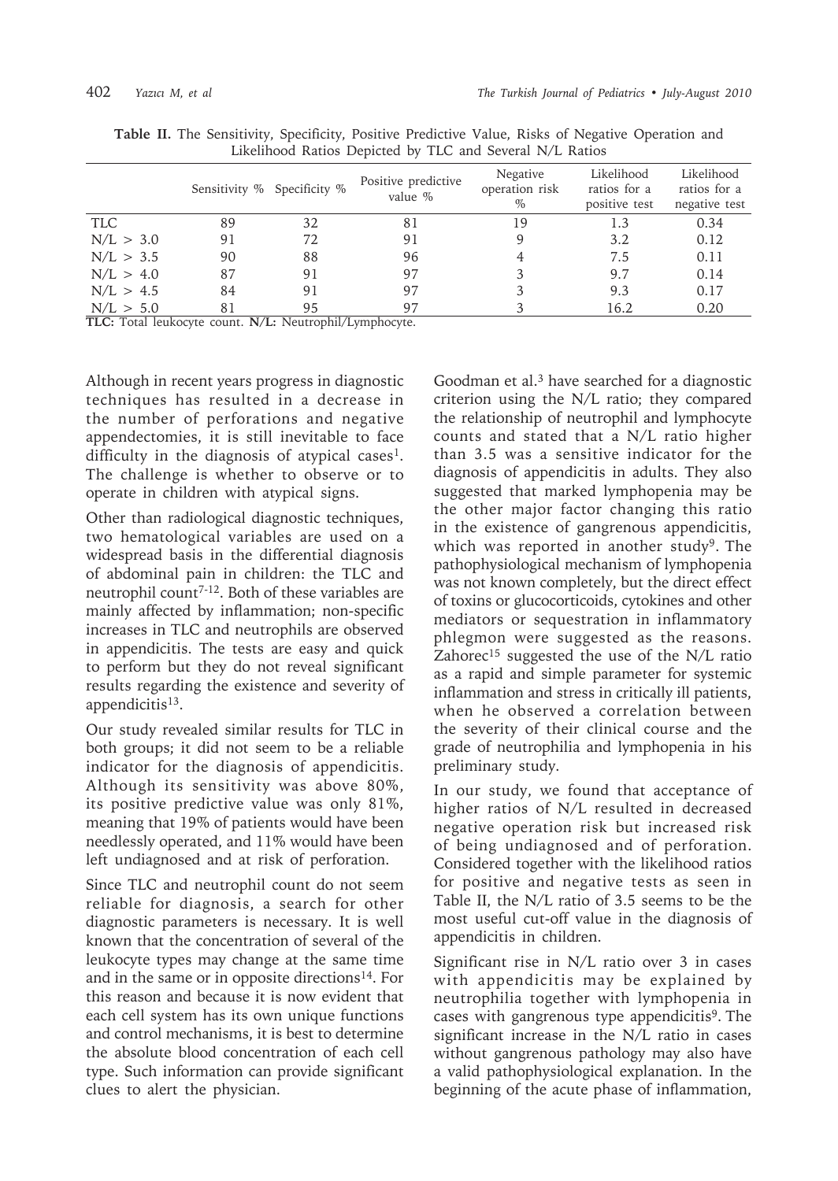**Table II.** The Sensitivity, Specificity, Positive Predictive Value, Risks of Negative Operation and Likelihood Ratios Depicted by TLC and Several N/L Ratios

| | Sensitivity % | Specificity % | Positive predictive value % | Negative operation risk % | Likelihood ratios for a positive test | Likelihood ratios for a negative test |
|---|---|---|---|---|---|---|
| TLC | 89 | 32 | 81 | 19 | 1.3 | 0.34 |
| N/L > 3.0 | 91 | 72 | 91 | 9 | 3.2 | 0.12 |
| N/L > 3.5 | 90 | 88 | 96 | 4 | 7.5 | 0.11 |
| N/L > 4.0 | 87 | 91 | 97 | 3 | 9.7 | 0.14 |
| N/L > 4.5 | 84 | 91 | 97 | 3 | 9.3 | 0.17 |
| N/L > 5.0 | 81 | 95 | 97 | 3 | 16.2 | 0.20 |

**TLC:** Total leukocyte count. **N/L:** Neutrophil/Lymphocyte.

Although in recent years progress in diagnostic techniques has resulted in a decrease in the number of perforations and negative appendectomies, it is still inevitable to face difficulty in the diagnosis of atypical cases[1]. The challenge is whether to observe or to operate in children with atypical signs.

Other than radiological diagnostic techniques, two hematological variables are used on a widespread basis in the differential diagnosis of abdominal pain in children: the TLC and neutrophil count[7-12]. Both of these variables are mainly affected by inflammation; non-specific increases in TLC and neutrophils are observed in appendicitis. The tests are easy and quick to perform but they do not reveal significant results regarding the existence and severity of appendicitis[13].

Our study revealed similar results for TLC in both groups; it did not seem to be a reliable indicator for the diagnosis of appendicitis. Although its sensitivity was above 80%, its positive predictive value was only 81%, meaning that 19% of patients would have been needlessly operated, and 11% would have been left undiagnosed and at risk of perforation.

Since TLC and neutrophil count do not seem reliable for diagnosis, a search for other diagnostic parameters is necessary. It is well known that the concentration of several of the leukocyte types may change at the same time and in the same or in opposite directions[14]. For this reason and because it is now evident that each cell system has its own unique functions and control mechanisms, it is best to determine the absolute blood concentration of each cell type. Such information can provide significant clues to alert the physician.

Goodman et al.[3] have searched for a diagnostic criterion using the N/L ratio; they compared the relationship of neutrophil and lymphocyte counts and stated that a N/L ratio higher than 3.5 was a sensitive indicator for the diagnosis of appendicitis in adults. They also suggested that marked lymphopenia may be the other major factor changing this ratio in the existence of gangrenous appendicitis, which was reported in another study[9]. The pathophysiological mechanism of lymphopenia was not known completely, but the direct effect of toxins or glucocorticoids, cytokines and other mediators or sequestration in inflammatory phlegmon were suggested as the reasons. Zahorec[15] suggested the use of the N/L ratio as a rapid and simple parameter for systemic inflammation and stress in critically ill patients, when he observed a correlation between the severity of their clinical course and the grade of neutrophilia and lymphopenia in his preliminary study.

In our study, we found that acceptance of higher ratios of N/L resulted in decreased negative operation risk but increased risk of being undiagnosed and of perforation. Considered together with the likelihood ratios for positive and negative tests as seen in Table II, the N/L ratio of 3.5 seems to be the most useful cut-off value in the diagnosis of appendicitis in children.

Significant rise in N/L ratio over 3 in cases with appendicitis may be explained by neutrophilia together with lymphopenia in cases with gangrenous type appendicitis[9]. The significant increase in the N/L ratio in cases without gangrenous pathology may also have a valid pathophysiological explanation. In the beginning of the acute phase of inflammation,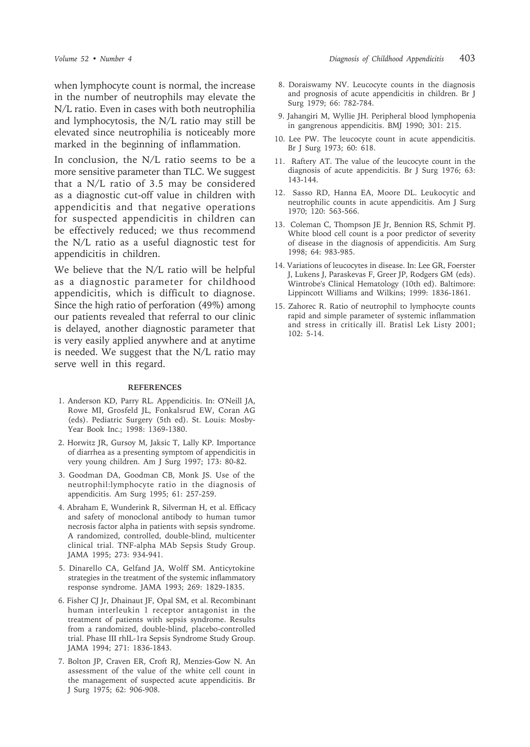when lymphocyte count is normal, the increase in the number of neutrophils may elevate the N/L ratio. Even in cases with both neutrophilia and lymphocytosis, the N/L ratio may still be elevated since neutrophilia is noticeably more marked in the beginning of inflammation.

In conclusion, the N/L ratio seems to be a more sensitive parameter than TLC. We suggest that a N/L ratio of 3.5 may be considered as a diagnostic cut-off value in children with appendicitis and that negative operations for suspected appendicitis in children can be effectively reduced; we thus recommend the N/L ratio as a useful diagnostic test for appendicitis in children.

We believe that the N/L ratio will be helpful as a diagnostic parameter for childhood appendicitis, which is difficult to diagnose. Since the high ratio of perforation (49%) among our patients revealed that referral to our clinic is delayed, another diagnostic parameter that is very easily applied anywhere and at anytime is needed. We suggest that the N/L ratio may serve well in this regard.

## REFERENCES

1. Anderson KD, Parry RL. Appendicitis. In: O'Neill JA, Rowe MI, Grosfeld JL, Fonkalsrud EW, Coran AG (eds). Pediatric Surgery (5th ed). St. Louis: Mosby-Year Book Inc.; 1998: 1369-1380.
2. Horwitz JR, Gursoy M, Jaksic T, Lally KP. Importance of diarrhea as a presenting symptom of appendicitis in very young children. Am J Surg 1997; 173: 80-82.
3. Goodman DA, Goodman CB, Monk JS. Use of the neutrophil:lymphocyte ratio in the diagnosis of appendicitis. Am Surg 1995; 61: 257-259.
4. Abraham E, Wunderink R, Silverman H, et al. Efficacy and safety of monoclonal antibody to human tumor necrosis factor alpha in patients with sepsis syndrome. A randomized, controlled, double-blind, multicenter clinical trial. TNF-alpha MAb Sepsis Study Group. JAMA 1995; 273: 934-941.
5. Dinarello CA, Gelfand JA, Wolff SM. Anticytokine strategies in the treatment of the systemic inflammatory response syndrome. JAMA 1993; 269: 1829-1835.
6. Fisher CJ Jr, Dhainaut JF, Opal SM, et al. Recombinant human interleukin 1 receptor antagonist in the treatment of patients with sepsis syndrome. Results from a randomized, double-blind, placebo-controlled trial. Phase III rhIL-1ra Sepsis Syndrome Study Group. JAMA 1994; 271: 1836-1843.
7. Bolton JP, Craven ER, Croft RJ, Menzies-Gow N. An assessment of the value of the white cell count in the management of suspected acute appendicitis. Br J Surg 1975; 62: 906-908.
8. Doraiswamy NV. Leucocyte counts in the diagnosis and prognosis of acute appendicitis in children. Br J Surg 1979; 66: 782-784.
9. Jahangiri M, Wyllie JH. Peripheral blood lymphopenia in gangrenous appendicitis. BMJ 1990; 301: 215.
10. Lee PW. The leucocyte count in acute appendicitis. Br J Surg 1973; 60: 618.
11. Raftery AT. The value of the leucocyte count in the diagnosis of acute appendicitis. Br J Surg 1976; 63: 143-144.
12. Sasso RD, Hanna EA, Moore DL. Leukocytic and neutrophilic counts in acute appendicitis. Am J Surg 1970; 120: 563-566.
13. Coleman C, Thompson JE Jr, Bennion RS, Schmit PJ. White blood cell count is a poor predictor of severity of disease in the diagnosis of appendicitis. Am Surg 1998; 64: 983-985.
14. Variations of leucocytes in disease. In: Lee GR, Foerster J, Lukens J, Paraskevas F, Greer JP, Rodgers GM (eds). Wintrobe's Clinical Hematology (10th ed). Baltimore: Lippincott Williams and Wilkins; 1999: 1836-1861.
15. Zahorec R. Ratio of neutrophil to lymphocyte counts rapid and simple parameter of systemic inflammation and stress in critically ill. Bratisl Lek Listy 2001; 102: 5-14.